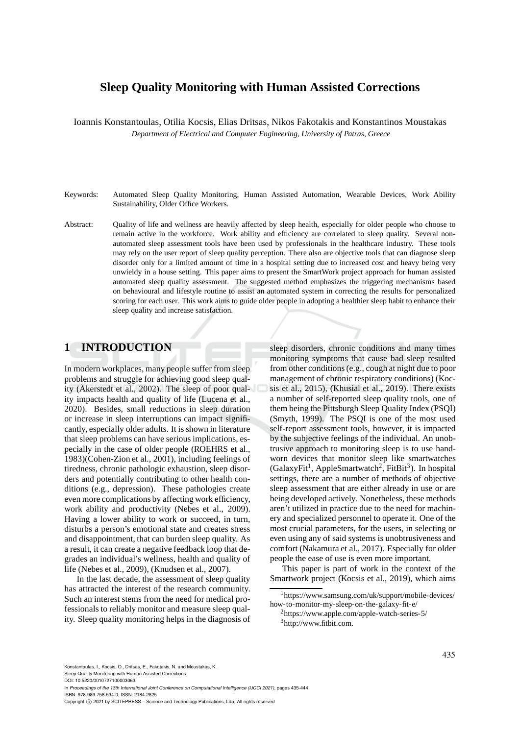# Sleep Quality Monitoring with Human Assisted Corrections

Ioannis Konstantoulas, Otilia Kocsis, Elias Dritsas, Nikos Fakotakis and Konstantinos Moustakas

*Department of Electrical and Computer Engineering, University of Patras, Greece*

Keywords: Automated Sleep Quality Monitoring, Human Assisted Automation, Wearable Devices, Work Ability Sustainability, Older Office Workers.

Abstract: Quality of life and wellness are heavily affected by sleep health, especially for older people who choose to remain active in the workforce. Work ability and efficiency are correlated to sleep quality. Several non-automated sleep assessment tools have been used by professionals in the healthcare industry. These tools may rely on the user report of sleep quality perception. There also are objective tools that can diagnose sleep disorder only for a limited amount of time in a hospital setting due to increased cost and heavy being very unwieldy in a house setting. This paper aims to present the SmartWork project approach for human assisted automated sleep quality assessment. The suggested method emphasizes the triggering mechanisms based on behavioural and lifestyle routine to assist an automated system in correcting the results for personalized scoring for each user. This work aims to guide older people in adopting a healthier sleep habit to enhance their sleep quality and increase satisfaction.

## 1 INTRODUCTION

In modern workplaces, many people suffer from sleep problems and struggle for achieving good sleep quality (Åkerstedt et al., 2002). The sleep of poor quality impacts health and quality of life (Lucena et al., 2020). Besides, small reductions in sleep duration or increase in sleep interruptions can impact significantly, especially older adults. It is shown in literature that sleep problems can have serious implications, especially in the case of older people (ROEHRS et al., 1983)(Cohen-Zion et al., 2001), including feelings of tiredness, chronic pathologic exhaustion, sleep disorders and potentially contributing to other health conditions (e.g., depression). These pathologies create even more complications by affecting work efficiency, work ability and productivity (Nebes et al., 2009). Having a lower ability to work or succeed, in turn, disturbs a person's emotional state and creates stress and disappointment, that can burden sleep quality. As a result, it can create a negative feedback loop that degrades an individual's wellness, health and quality of life (Nebes et al., 2009), (Knudsen et al., 2007).

In the last decade, the assessment of sleep quality has attracted the interest of the research community. Such an interest stems from the need for medical professionals to reliably monitor and measure sleep quality. Sleep quality monitoring helps in the diagnosis of sleep disorders, chronic conditions and many times monitoring symptoms that cause bad sleep resulted from other conditions (e.g., cough at night due to poor management of chronic respiratory conditions) (Kocsis et al., 2015), (Khusial et al., 2019). There exists a number of self-reported sleep quality tools, one of them being the Pittsburgh Sleep Quality Index (PSQI) (Smyth, 1999). The PSQI is one of the most used self-report assessment tools, however, it is impacted by the subjective feelings of the individual. An unobtrusive approach to monitoring sleep is to use hand-worn devices that monitor sleep like smartwatches (GalaxyFit[1], AppleSmartwatch[2], FitBit[3]). In hospital settings, there are a number of methods of objective sleep assessment that are either already in use or are being developed actively. Nonetheless, these methods aren't utilized in practice due to the need for machinery and specialized personnel to operate it. One of the most crucial parameters, for the users, in selecting or even using any of said systems is unobtrusiveness and comfort (Nakamura et al., 2017). Especially for older people the ease of use is even more important.

This paper is part of work in the context of the Smartwork project (Kocsis et al., 2019), which aims

[1] https://www.samsung.com/uk/support/mobile-devices/how-to-monitor-my-sleep-on-the-galaxy-fit-e/

[2] https://www.apple.com/apple-watch-series-5/

[3] http://www.fitbit.com.

Konstantoulas, I., Kocsis, O., Dritsas, E., Fakotakis, N. and Moustakas, K.
Sleep Quality Monitoring with Human Assisted Corrections.
DOI: 10.5220/0010727100003063
In *Proceedings of the 13th International Joint Conference on Computational Intelligence (IJCCI 2021)*, pages 435-444
ISBN: 978-989-758-534-0; ISSN: 2184-2825
Copyright © 2021 by SCITEPRESS – Science and Technology Publications, Lda. All rights reserved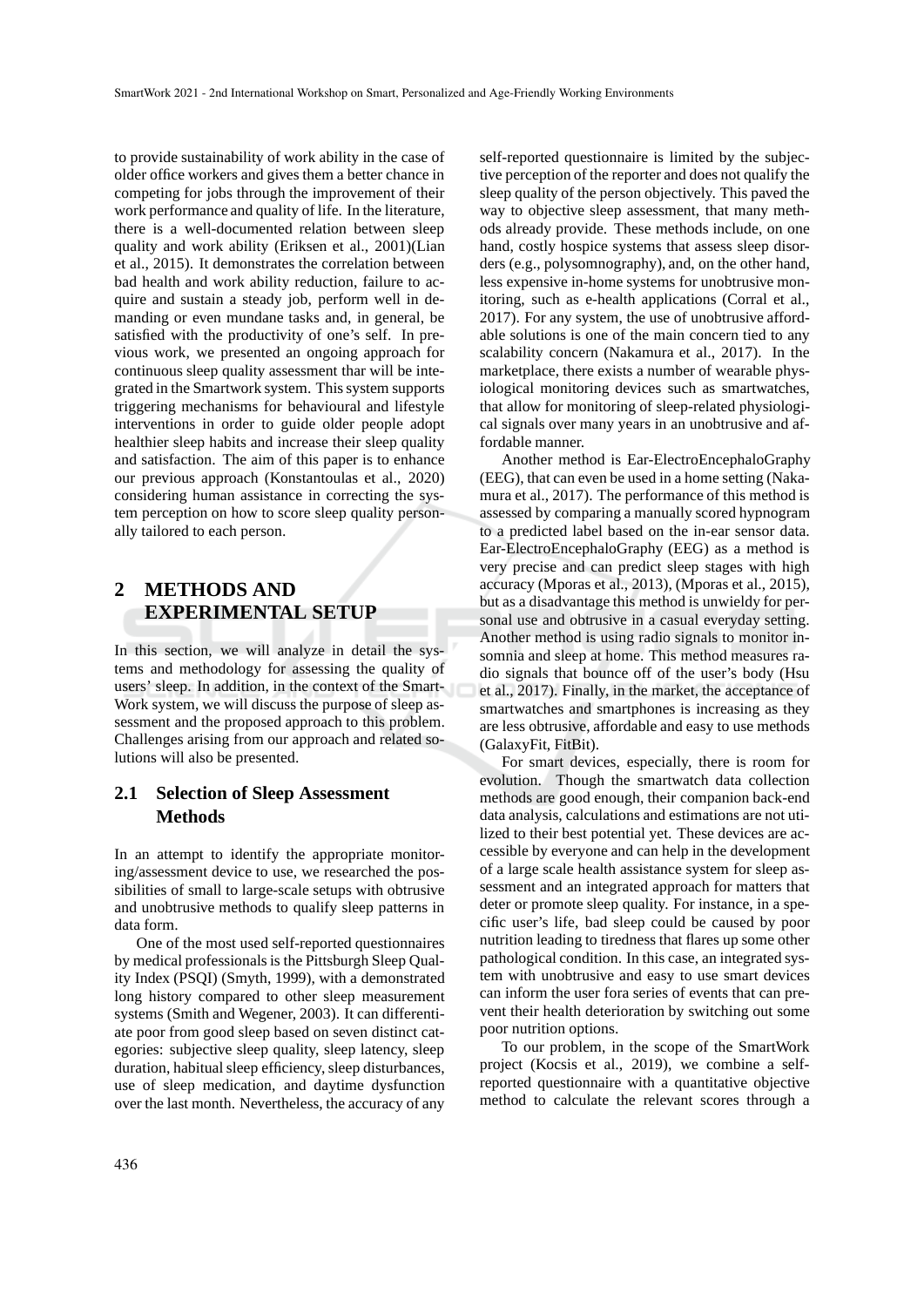to provide sustainability of work ability in the case of older office workers and gives them a better chance in competing for jobs through the improvement of their work performance and quality of life. In the literature, there is a well-documented relation between sleep quality and work ability (Eriksen et al., 2001)(Lian et al., 2015). It demonstrates the correlation between bad health and work ability reduction, failure to acquire and sustain a steady job, perform well in demanding or even mundane tasks and, in general, be satisfied with the productivity of one's self. In previous work, we presented an ongoing approach for continuous sleep quality assessment thar will be integrated in the Smartwork system. This system supports triggering mechanisms for behavioural and lifestyle interventions in order to guide older people adopt healthier sleep habits and increase their sleep quality and satisfaction. The aim of this paper is to enhance our previous approach (Konstantoulas et al., 2020) considering human assistance in correcting the system perception on how to score sleep quality personally tailored to each person.

## 2 METHODS AND EXPERIMENTAL SETUP

In this section, we will analyze in detail the systems and methodology for assessing the quality of users' sleep. In addition, in the context of the SmartWork system, we will discuss the purpose of sleep assessment and the proposed approach to this problem. Challenges arising from our approach and related solutions will also be presented.

### 2.1 Selection of Sleep Assessment Methods

In an attempt to identify the appropriate monitoring/assessment device to use, we researched the possibilities of small to large-scale setups with obtrusive and unobtrusive methods to qualify sleep patterns in data form.

One of the most used self-reported questionnaires by medical professionals is the Pittsburgh Sleep Quality Index (PSQI) (Smyth, 1999), with a demonstrated long history compared to other sleep measurement systems (Smith and Wegener, 2003). It can differentiate poor from good sleep based on seven distinct categories: subjective sleep quality, sleep latency, sleep duration, habitual sleep efficiency, sleep disturbances, use of sleep medication, and daytime dysfunction over the last month. Nevertheless, the accuracy of any self-reported questionnaire is limited by the subjective perception of the reporter and does not qualify the sleep quality of the person objectively. This paved the way to objective sleep assessment, that many methods already provide. These methods include, on one hand, costly hospice systems that assess sleep disorders (e.g., polysomnography), and, on the other hand, less expensive in-home systems for unobtrusive monitoring, such as e-health applications (Corral et al., 2017). For any system, the use of unobtrusive affordable solutions is one of the main concern tied to any scalability concern (Nakamura et al., 2017). In the marketplace, there exists a number of wearable physiological monitoring devices such as smartwatches, that allow for monitoring of sleep-related physiological signals over many years in an unobtrusive and affordable manner.

Another method is Ear-ElectroEncephaloGraphy (EEG), that can even be used in a home setting (Nakamura et al., 2017). The performance of this method is assessed by comparing a manually scored hypnogram to a predicted label based on the in-ear sensor data. Ear-ElectroEncephaloGraphy (EEG) as a method is very precise and can predict sleep stages with high accuracy (Mporas et al., 2013), (Mporas et al., 2015), but as a disadvantage this method is unwieldy for personal use and obtrusive in a casual everyday setting. Another method is using radio signals to monitor insomnia and sleep at home. This method measures radio signals that bounce off of the user's body (Hsu et al., 2017). Finally, in the market, the acceptance of smartwatches and smartphones is increasing as they are less obtrusive, affordable and easy to use methods (GalaxyFit, FitBit).

For smart devices, especially, there is room for evolution. Though the smartwatch data collection methods are good enough, their companion back-end data analysis, calculations and estimations are not utilized to their best potential yet. These devices are accessible by everyone and can help in the development of a large scale health assistance system for sleep assessment and an integrated approach for matters that deter or promote sleep quality. For instance, in a specific user's life, bad sleep could be caused by poor nutrition leading to tiredness that flares up some other pathological condition. In this case, an integrated system with unobtrusive and easy to use smart devices can inform the user fora series of events that can prevent their health deterioration by switching out some poor nutrition options.

To our problem, in the scope of the SmartWork project (Kocsis et al., 2019), we combine a self-reported questionnaire with a quantitative objective method to calculate the relevant scores through a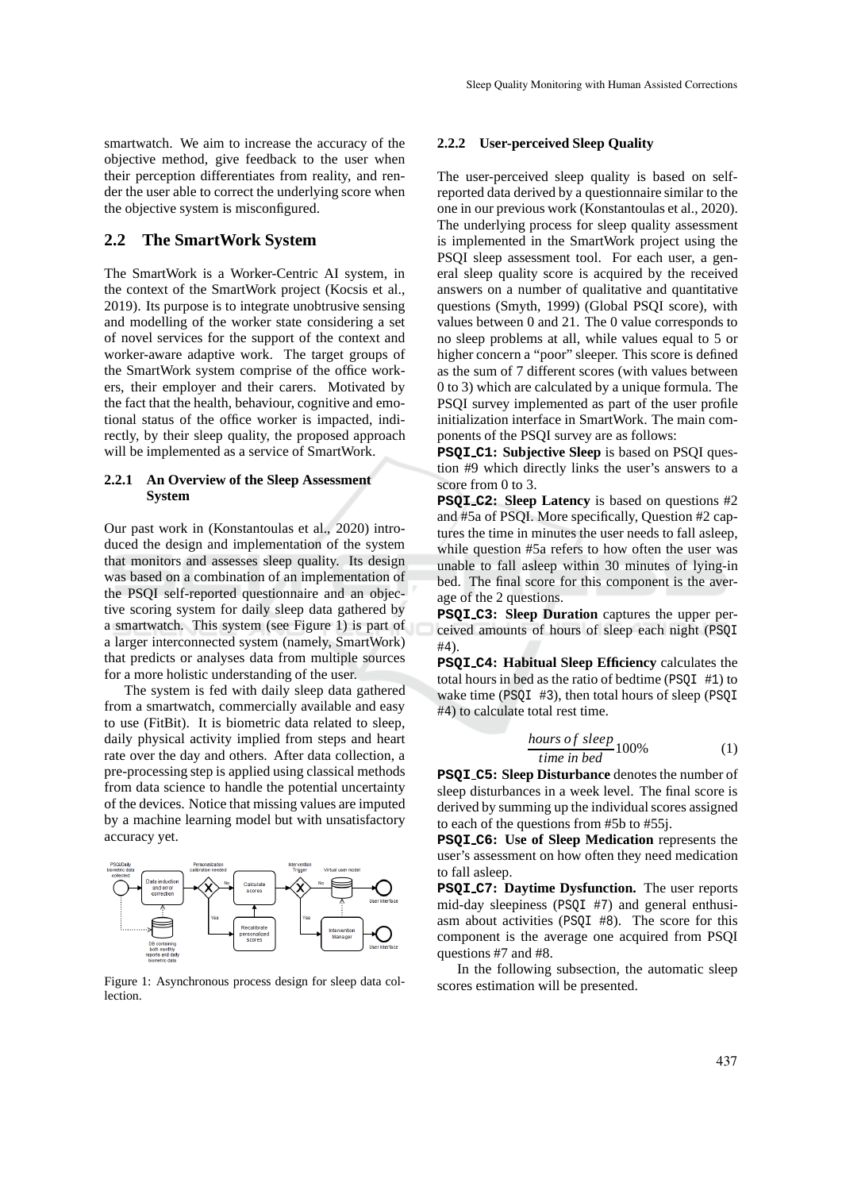smartwatch. We aim to increase the accuracy of the objective method, give feedback to the user when their perception differentiates from reality, and render the user able to correct the underlying score when the objective system is misconfigured.

## 2.2 The SmartWork System

The SmartWork is a Worker-Centric AI system, in the context of the SmartWork project (Kocsis et al., 2019). Its purpose is to integrate unobtrusive sensing and modelling of the worker state considering a set of novel services for the support of the context and worker-aware adaptive work. The target groups of the SmartWork system comprise of the office workers, their employer and their carers. Motivated by the fact that the health, behaviour, cognitive and emotional status of the office worker is impacted, indirectly, by their sleep quality, the proposed approach will be implemented as a service of SmartWork.

### 2.2.1 An Overview of the Sleep Assessment System

Our past work in (Konstantoulas et al., 2020) introduced the design and implementation of the system that monitors and assesses sleep quality. Its design was based on a combination of an implementation of the PSQI self-reported questionnaire and an objective scoring system for daily sleep data gathered by a smartwatch. This system (see Figure 1) is part of a larger interconnected system (namely, SmartWork) that predicts or analyses data from multiple sources for a more holistic understanding of the user.

The system is fed with daily sleep data gathered from a smartwatch, commercially available and easy to use (FitBit). It is biometric data related to sleep, daily physical activity implied from steps and heart rate over the day and others. After data collection, a pre-processing step is applied using classical methods from data science to handle the potential uncertainty of the devices. Notice that missing values are imputed by a machine learning model but with unsatisfactory accuracy yet.

Figure 1: Asynchronous process design for sleep data collection.

### 2.2.2 User-perceived Sleep Quality

The user-perceived sleep quality is based on self-reported data derived by a questionnaire similar to the one in our previous work (Konstantoulas et al., 2020). The underlying process for sleep quality assessment is implemented in the SmartWork project using the PSQI sleep assessment tool. For each user, a general sleep quality score is acquired by the received answers on a number of qualitative and quantitative questions (Smyth, 1999) (Global PSQI score), with values between 0 and 21. The 0 value corresponds to no sleep problems at all, while values equal to 5 or higher concern a "poor" sleeper. This score is defined as the sum of 7 different scores (with values between 0 to 3) which are calculated by a unique formula. The PSQI survey implemented as part of the user profile initialization interface in SmartWork. The main components of the PSQI survey are as follows:

**PSQI_C1: Subjective Sleep** is based on PSQI question #9 which directly links the user's answers to a score from 0 to 3.

**PSQI_C2: Sleep Latency** is based on questions #2 and #5a of PSQI. More specifically, Question #2 captures the time in minutes the user needs to fall asleep, while question #5a refers to how often the user was unable to fall asleep within 30 minutes of lying-in bed. The final score for this component is the average of the 2 questions.

**PSQI_C3: Sleep Duration** captures the upper perceived amounts of hours of sleep each night (PSQI #4).

**PSQI_C4: Habitual Sleep Efficiency** calculates the total hours in bed as the ratio of bedtime (PSQI #1) to wake time (PSQI #3), then total hours of sleep (PSQI #4) to calculate total rest time.

$$\frac{hours\ of\ sleep}{time\ in\ bed} 100\% \tag{1}$$

**PSQI_C5: Sleep Disturbance** denotes the number of sleep disturbances in a week level. The final score is derived by summing up the individual scores assigned to each of the questions from #5b to #55j.

**PSQI_C6: Use of Sleep Medication** represents the user's assessment on how often they need medication to fall asleep.

**PSQI_C7: Daytime Dysfunction.** The user reports mid-day sleepiness (PSQI #7) and general enthusiasm about activities (PSQI #8). The score for this component is the average one acquired from PSQI questions #7 and #8.

In the following subsection, the automatic sleep scores estimation will be presented.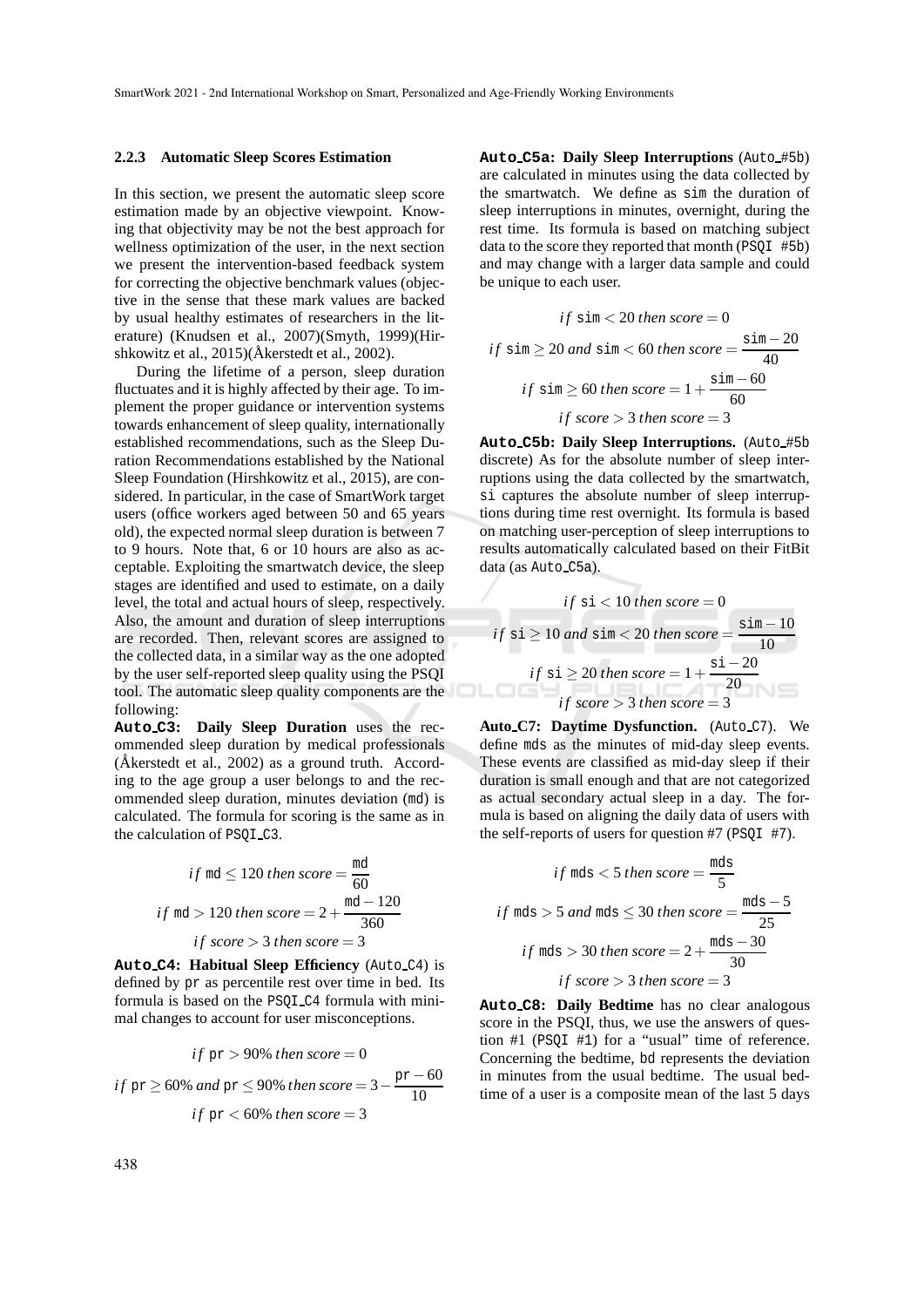### 2.2.3 Automatic Sleep Scores Estimation

In this section, we present the automatic sleep score estimation made by an objective viewpoint. Knowing that objectivity may be not the best approach for wellness optimization of the user, in the next section we present the intervention-based feedback system for correcting the objective benchmark values (objective in the sense that these mark values are backed by usual healthy estimates of researchers in the literature) (Knudsen et al., 2007)(Smyth, 1999)(Hirshkowitz et al., 2015)(Åkerstedt et al., 2002).

During the lifetime of a person, sleep duration fluctuates and it is highly affected by their age. To implement the proper guidance or intervention systems towards enhancement of sleep quality, internationally established recommendations, such as the Sleep Duration Recommendations established by the National Sleep Foundation (Hirshkowitz et al., 2015), are considered. In particular, in the case of SmartWork target users (office workers aged between 50 and 65 years old), the expected normal sleep duration is between 7 to 9 hours. Note that, 6 or 10 hours are also as acceptable. Exploiting the smartwatch device, the sleep stages are identified and used to estimate, on a daily level, the total and actual hours of sleep, respectively. Also, the amount and duration of sleep interruptions are recorded. Then, relevant scores are assigned to the collected data, in a similar way as the one adopted by the user self-reported sleep quality using the PSQI tool. The automatic sleep quality components are the following:

**Auto_C3: Daily Sleep Duration** uses the recommended sleep duration by medical professionals (Åkerstedt et al., 2002) as a ground truth. According to the age group a user belongs to and the recommended sleep duration, minutes deviation (md) is calculated. The formula for scoring is the same as in the calculation of PSQI_C3.

$$if\ \mathtt{md} \leq 120\ then\ score = \frac{\mathtt{md}}{60}$$

$$if\ \mathtt{md} > 120\ then\ score = 2 + \frac{\mathtt{md} - 120}{360}$$

$$if\ score > 3\ then\ score = 3$$

**Auto_C4: Habitual Sleep Efficiency** (Auto_C4) is defined by pr as percentile rest over time in bed. Its formula is based on the PSQI_C4 formula with minimal changes to account for user misconceptions.

$$if\ \mathtt{pr} > 90\%\ then\ score = 0$$

$$if\ \mathtt{pr} \geq 60\%\ and\ \mathtt{pr} \leq 90\%\ then\ score = 3 - \frac{\mathtt{pr} - 60}{10}$$

$$if\ \mathtt{pr} < 60\%\ then\ score = 3$$

**Auto_C5a: Daily Sleep Interruptions** (Auto_#5b) are calculated in minutes using the data collected by the smartwatch. We define as sim the duration of sleep interruptions in minutes, overnight, during the rest time. Its formula is based on matching subject data to the score they reported that month (PSQI #5b) and may change with a larger data sample and could be unique to each user.

$$if\ \mathtt{sim} < 20\ then\ score = 0$$

$$if\ \mathtt{sim} \geq 20\ and\ \mathtt{sim} < 60\ then\ score = \frac{\mathtt{sim} - 20}{40}$$

$$if\ \mathtt{sim} \geq 60\ then\ score = 1 + \frac{\mathtt{sim} - 60}{60}$$

$$if\ score > 3\ then\ score = 3$$

**Auto_C5b: Daily Sleep Interruptions.** (Auto_#5b discrete) As for the absolute number of sleep interruptions using the data collected by the smartwatch, si captures the absolute number of sleep interruptions during time rest overnight. Its formula is based on matching user-perception of sleep interruptions to results automatically calculated based on their FitBit data (as Auto_C5a).

$$if\ \mathtt{si} < 10\ then\ score = 0$$

$$if\ \mathtt{si} \geq 10\ and\ \mathtt{sim} < 20\ then\ score = \frac{\mathtt{sim} - 10}{10}$$

$$if\ \mathtt{si} \geq 20\ then\ score = 1 + \frac{\mathtt{si} - 20}{20}$$

$$if\ score > 3\ then\ score = 3$$

**Auto_C7: Daytime Dysfunction.** (Auto_C7). We define mds as the minutes of mid-day sleep events. These events are classified as mid-day sleep if their duration is small enough and that are not categorized as actual secondary actual sleep in a day. The formula is based on aligning the daily data of users with the self-reports of users for question #7 (PSQI #7).

$$if\ \mathtt{mds} < 5\ then\ score = \frac{\mathtt{mds}}{5}$$

$$if\ \mathtt{mds} > 5\ and\ \mathtt{mds} \leq 30\ then\ score = \frac{\mathtt{mds} - 5}{25}$$

$$if\ \mathtt{mds} > 30\ then\ score = 2 + \frac{\mathtt{mds} - 30}{30}$$

$$if\ score > 3\ then\ score = 3$$

**Auto_C8: Daily Bedtime** has no clear analogous score in the PSQI, thus, we use the answers of question #1 (PSQI #1) for a "usual" time of reference. Concerning the bedtime, bd represents the deviation in minutes from the usual bedtime. The usual bedtime of a user is a composite mean of the last 5 days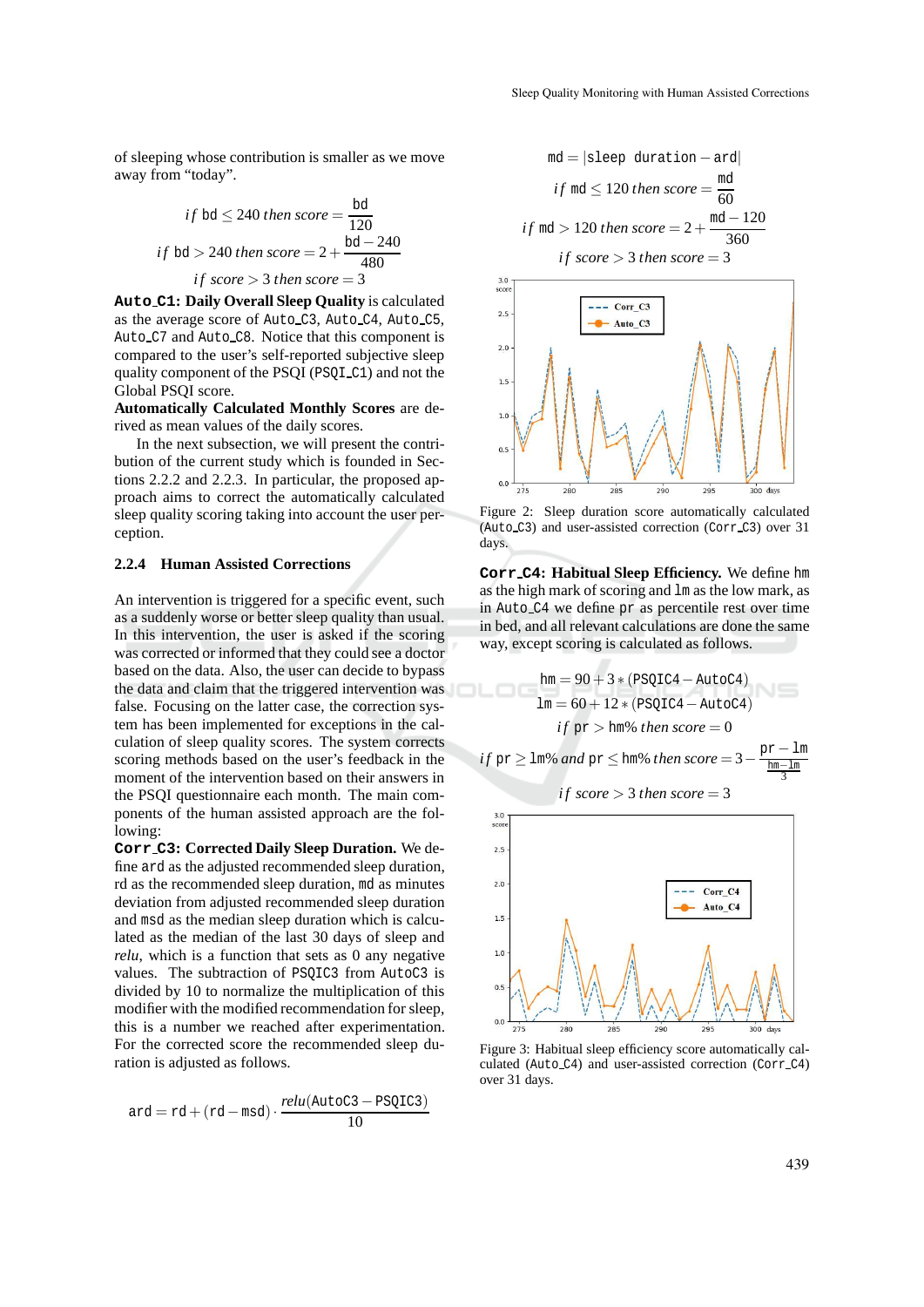of sleeping whose contribution is smaller as we move away from "today".

$$if\ \texttt{bd} \leq 240\ then\ score = \frac{\texttt{bd}}{120}$$

$$if\ \texttt{bd} > 240\ then\ score = 2 + \frac{\texttt{bd} - 240}{480}$$

$$if\ score > 3\ then\ score = 3$$

**Auto_C1: Daily Overall Sleep Quality** is calculated as the average score of Auto_C3, Auto_C4, Auto_C5, Auto_C7 and Auto_C8. Notice that this component is compared to the user's self-reported subjective sleep quality component of the PSQI (PSQI_C1) and not the Global PSQI score.

**Automatically Calculated Monthly Scores** are derived as mean values of the daily scores.

In the next subsection, we will present the contribution of the current study which is founded in Sections 2.2.2 and 2.2.3. In particular, the proposed approach aims to correct the automatically calculated sleep quality scoring taking into account the user perception.

### 2.2.4 Human Assisted Corrections

An intervention is triggered for a specific event, such as a suddenly worse or better sleep quality than usual. In this intervention, the user is asked if the scoring was corrected or informed that they could see a doctor based on the data. Also, the user can decide to bypass the data and claim that the triggered intervention was false. Focusing on the latter case, the correction system has been implemented for exceptions in the calculation of sleep quality scores. The system corrects scoring methods based on the user's feedback in the moment of the intervention based on their answers in the PSQI questionnaire each month. The main components of the human assisted approach are the following:

**Corr_C3: Corrected Daily Sleep Duration.** We define ard as the adjusted recommended sleep duration, rd as the recommended sleep duration, md as minutes deviation from adjusted recommended sleep duration and msd as the median sleep duration which is calculated as the median of the last 30 days of sleep and *relu*, which is a function that sets as 0 any negative values. The subtraction of PSQIC3 from AutoC3 is divided by 10 to normalize the multiplication of this modifier with the modified recommendation for sleep, this is a number we reached after experimentation. For the corrected score the recommended sleep duration is adjusted as follows.

$$\texttt{ard} = \texttt{rd} + (\texttt{rd} - \texttt{msd}) \cdot \frac{relu(\texttt{AutoC3} - \texttt{PSQIC3})}{10}$$

$$\texttt{md} = |\texttt{sleep duration} - \texttt{ard}|$$

$$if\ \texttt{md} \leq 120\ then\ score = \frac{\texttt{md}}{60}$$

$$if\ \texttt{md} > 120\ then\ score = 2 + \frac{\texttt{md} - 120}{360}$$

$$if\ score > 3\ then\ score = 3$$

Figure 2: Sleep duration score automatically calculated (Auto_C3) and user-assisted correction (Corr_C3) over 31 days.

**Corr_C4: Habitual Sleep Efficiency.** We define hm as the high mark of scoring and lm as the low mark, as in Auto_C4 we define pr as percentile rest over time in bed, and all relevant calculations are done the same way, except scoring is calculated as follows.

$$\texttt{hm} = 90 + 3 * (\texttt{PSQIC4} - \texttt{AutoC4})$$

$$\texttt{lm} = 60 + 12 * (\texttt{PSQIC4} - \texttt{AutoC4})$$

$$if\ \texttt{pr} > \texttt{hm}\%\ then\ score = 0$$

$$if\ \texttt{pr} \geq \texttt{lm}\%\ and\ \texttt{pr} \leq \texttt{hm}\%\ then\ score = 3 - \frac{\texttt{pr} - \texttt{lm}}{\frac{\texttt{hm} - \texttt{lm}}{3}}$$

$$if\ score > 3\ then\ score = 3$$

Figure 3: Habitual sleep efficiency score automatically calculated (Auto_C4) and user-assisted correction (Corr_C4) over 31 days.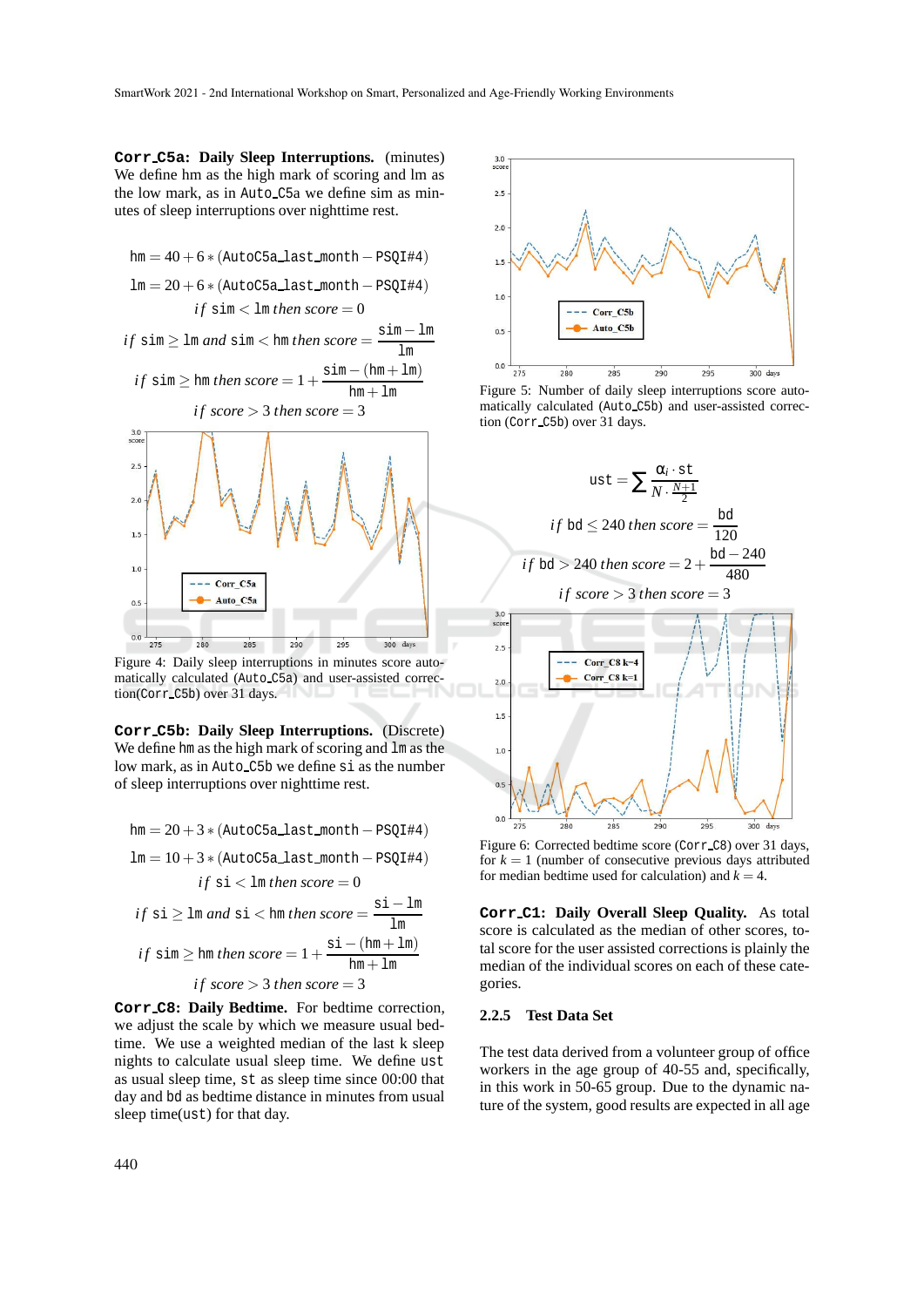**Corr_C5a: Daily Sleep Interruptions.** (minutes) We define hm as the high mark of scoring and lm as the low mark, as in Auto_C5a we define sim as minutes of sleep interruptions over nighttime rest.

$$\mathtt{hm} = 40 + 6 * (\mathtt{AutoC5a\_last\_month} - \mathtt{PSQI\#4})$$

$$\mathtt{lm} = 20 + 6 * (\mathtt{AutoC5a\_last\_month} - \mathtt{PSQI\#4})$$

$$if\ \mathtt{sim} < \mathtt{lm}\ then\ score = 0$$

$$if\ \mathtt{sim} \geq \mathtt{lm}\ and\ \mathtt{sim} < \mathtt{hm}\ then\ score = \frac{\mathtt{sim} - \mathtt{lm}}{\mathtt{lm}}$$

$$if\ \mathtt{sim} \geq \mathtt{hm}\ then\ score = 1 + \frac{\mathtt{sim} - (\mathtt{hm} + \mathtt{lm})}{\mathtt{hm} + \mathtt{lm}}$$

$$if\ score > 3\ then\ score = 3$$

Figure 4: Daily sleep interruptions in minutes score automatically calculated (Auto_C5a) and user-assisted correction(Corr_C5b) over 31 days.

**Corr_C5b: Daily Sleep Interruptions.** (Discrete) We define hm as the high mark of scoring and lm as the low mark, as in Auto_C5b we define si as the number of sleep interruptions over nighttime rest.

$$\mathtt{hm} = 20 + 3 * (\mathtt{AutoC5a\_last\_month} - \mathtt{PSQI\#4})$$

$$\mathtt{lm} = 10 + 3 * (\mathtt{AutoC5a\_last\_month} - \mathtt{PSQI\#4})$$

$$if\ \mathtt{si} < \mathtt{lm}\ then\ score = 0$$

$$if\ \mathtt{si} \geq \mathtt{lm}\ and\ \mathtt{si} < \mathtt{hm}\ then\ score = \frac{\mathtt{si} - \mathtt{lm}}{\mathtt{lm}}$$

$$if\ \mathtt{sim} \geq \mathtt{hm}\ then\ score = 1 + \frac{\mathtt{si} - (\mathtt{hm} + \mathtt{lm})}{\mathtt{hm} + \mathtt{lm}}$$

$$if\ score > 3\ then\ score = 3$$

**Corr_C8: Daily Bedtime.** For bedtime correction, we adjust the scale by which we measure usual bedtime. We use a weighted median of the last k sleep nights to calculate usual sleep time. We define ust as usual sleep time, st as sleep time since 00:00 that day and bd as bedtime distance in minutes from usual sleep time(ust) for that day.

Figure 5: Number of daily sleep interruptions score automatically calculated (Auto_C5b) and user-assisted correction (Corr_C5b) over 31 days.

$$\mathtt{ust} = \sum \frac{\alpha_i \cdot \mathtt{st}}{N \cdot \frac{N+1}{2}}$$

$$if\ \mathtt{bd} \leq 240\ then\ score = \frac{\mathtt{bd}}{120}$$

$$if\ \mathtt{bd} > 240\ then\ score = 2 + \frac{\mathtt{bd} - 240}{480}$$

$$if\ score > 3\ then\ score = 3$$

Figure 6: Corrected bedtime score (Corr_C8) over 31 days, for $k = 1$ (number of consecutive previous days attributed for median bedtime used for calculation) and $k = 4$.

**Corr_C1: Daily Overall Sleep Quality.** As total score is calculated as the median of other scores, total score for the user assisted corrections is plainly the median of the individual scores on each of these categories.

### 2.2.5 Test Data Set

The test data derived from a volunteer group of office workers in the age group of 40-55 and, specifically, in this work in 50-65 group. Due to the dynamic nature of the system, good results are expected in all age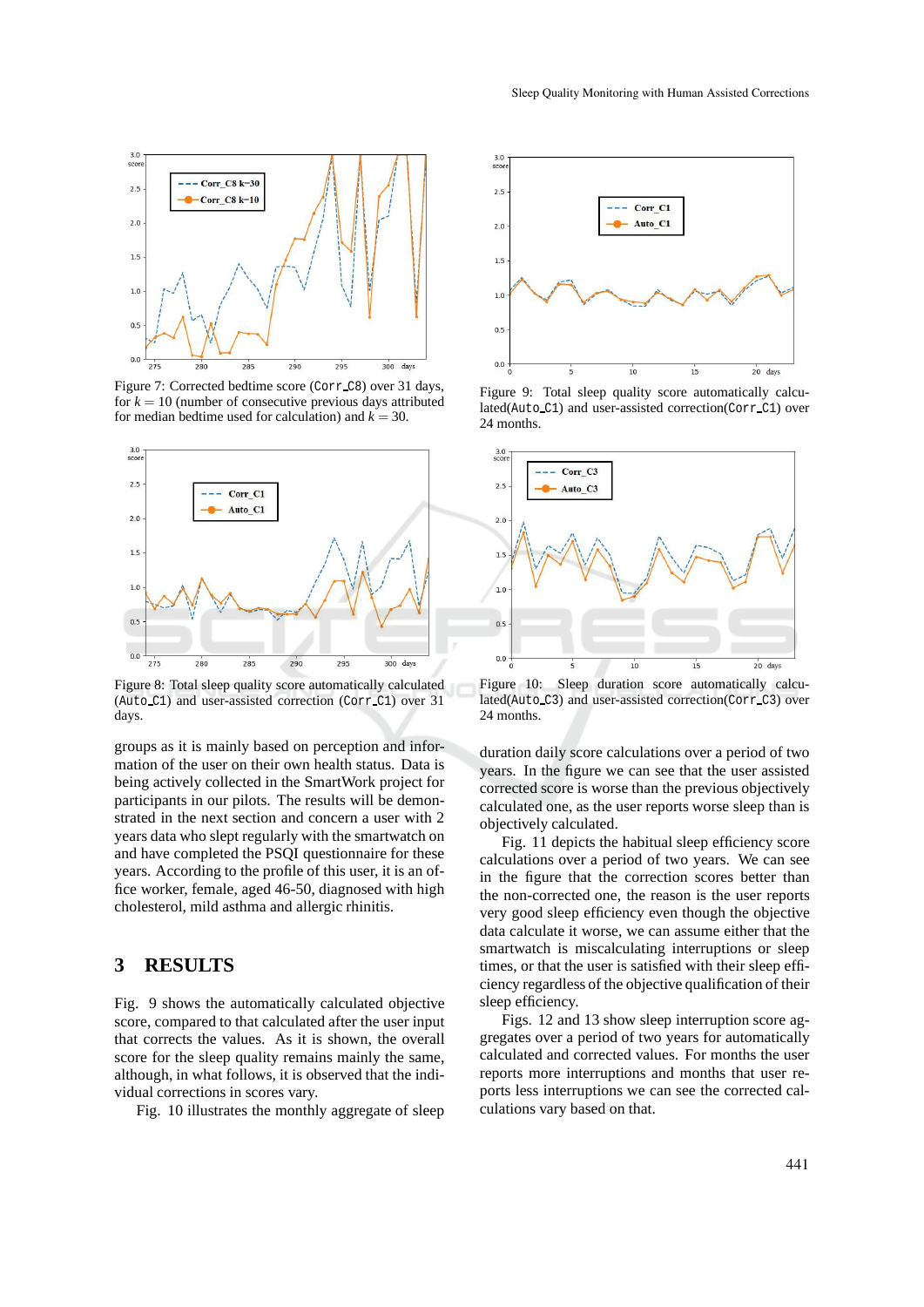Figure 7: Corrected bedtime score (Corr_C8) over 31 days, for $k = 10$ (number of consecutive previous days attributed for median bedtime used for calculation) and $k = 30$.

Figure 8: Total sleep quality score automatically calculated (Auto_C1) and user-assisted correction (Corr_C1) over 31 days.

groups as it is mainly based on perception and information of the user on their own health status. Data is being actively collected in the SmartWork project for participants in our pilots. The results will be demonstrated in the next section and concern a user with 2 years data who slept regularly with the smartwatch on and have completed the PSQI questionnaire for these years. According to the profile of this user, it is an office worker, female, aged 46-50, diagnosed with high cholesterol, mild asthma and allergic rhinitis.

Figure 9: Total sleep quality score automatically calculated(Auto_C1) and user-assisted correction(Corr_C1) over 24 months.

Figure 10: Sleep duration score automatically calculated(Auto_C3) and user-assisted correction(Corr_C3) over 24 months.

## 3 RESULTS

Fig. 9 shows the automatically calculated objective score, compared to that calculated after the user input that corrects the values. As it is shown, the overall score for the sleep quality remains mainly the same, although, in what follows, it is observed that the individual corrections in scores vary.

Fig. 10 illustrates the monthly aggregate of sleep duration daily score calculations over a period of two years. In the figure we can see that the user assisted corrected score is worse than the previous objectively calculated one, as the user reports worse sleep than is objectively calculated.

Fig. 11 depicts the habitual sleep efficiency score calculations over a period of two years. We can see in the figure that the correction scores better than the non-corrected one, the reason is the user reports very good sleep efficiency even though the objective data calculate it worse, we can assume either that the smartwatch is miscalculating interruptions or sleep times, or that the user is satisfied with their sleep efficiency regardless of the objective qualification of their sleep efficiency.

Figs. 12 and 13 show sleep interruption score aggregates over a period of two years for automatically calculated and corrected values. For months the user reports more interruptions and months that user reports less interruptions we can see the corrected calculations vary based on that.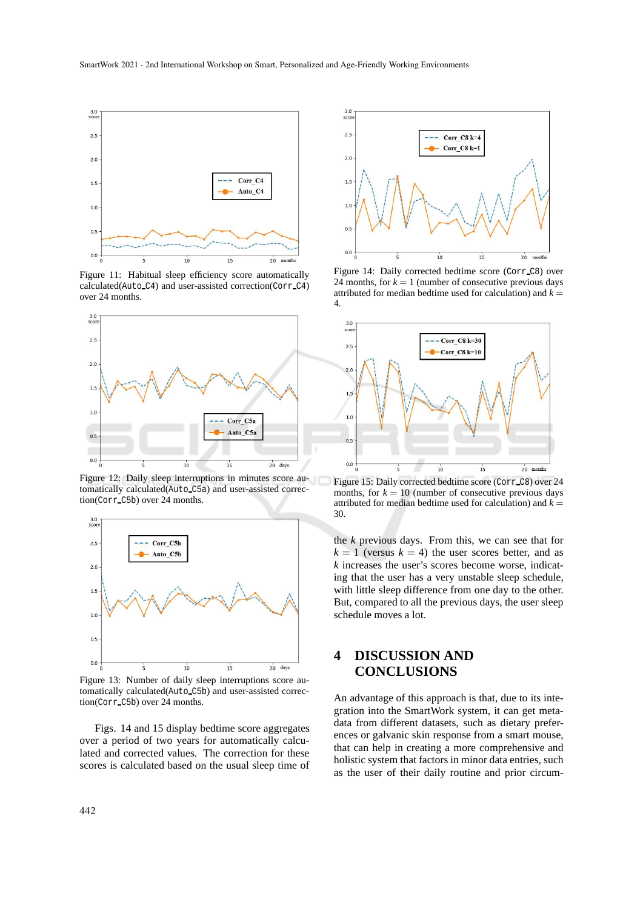Figure 11: Habitual sleep efficiency score automatically calculated(`Auto_C4`) and user-assisted correction(`Corr_C4`) over 24 months.

Figure 12: Daily sleep interruptions in minutes score automatically calculated(`Auto_C5a`) and user-assisted correction(`Corr_C5b`) over 24 months.

Figure 13: Number of daily sleep interruptions score automatically calculated(`Auto_C5b`) and user-assisted correction(`Corr_C5b`) over 24 months.

Figs. 14 and 15 display bedtime score aggregates over a period of two years for automatically calculated and corrected values. The correction for these scores is calculated based on the usual sleep time of the $k$ previous days. From this, we can see that for $k = 1$ (versus $k = 4$) the user scores better, and as $k$ increases the user's scores become worse, indicating that the user has a very unstable sleep schedule, with little sleep difference from one day to the other. But, compared to all the previous days, the user sleep schedule moves a lot.

Figure 14: Daily corrected bedtime score (`Corr_C8`) over 24 months, for $k = 1$ (number of consecutive previous days attributed for median bedtime used for calculation) and $k = 4$.

Figure 15: Daily corrected bedtime score (`Corr_C8`) over 24 months, for $k = 10$ (number of consecutive previous days attributed for median bedtime used for calculation) and $k = 30$.

## 4 DISCUSSION AND CONCLUSIONS

An advantage of this approach is that, due to its integration into the SmartWork system, it can get metadata from different datasets, such as dietary preferences or galvanic skin response from a smart mouse, that can help in creating a more comprehensive and holistic system that factors in minor data entries, such as the user of their daily routine and prior circum-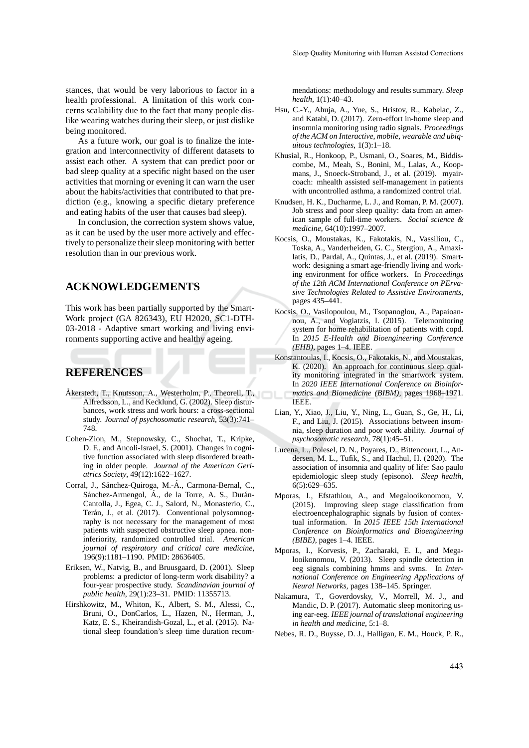stances, that would be very laborious to factor in a health professional. A limitation of this work concerns scalability due to the fact that many people dislike wearing watches during their sleep, or just dislike being monitored.

As a future work, our goal is to finalize the integration and interconnectivity of different datasets to assist each other. A system that can predict poor or bad sleep quality at a specific night based on the user activities that morning or evening it can warn the user about the habits/activities that contributed to that prediction (e.g., knowing a specific dietary preference and eating habits of the user that causes bad sleep).

In conclusion, the correction system shows value, as it can be used by the user more actively and effectively to personalize their sleep monitoring with better resolution than in our previous work.

## ACKNOWLEDGEMENTS

This work has been partially supported by the SmartWork project (GA 826343), EU H2020, SC1-DTH-03-2018 - Adaptive smart working and living environments supporting active and healthy ageing.

## REFERENCES

Åkerstedt, T., Knutsson, A., Westerholm, P., Theorell, T., Alfredsson, L., and Kecklund, G. (2002). Sleep disturbances, work stress and work hours: a cross-sectional study. *Journal of psychosomatic research*, 53(3):741–748.

Cohen-Zion, M., Stepnowsky, C., Shochat, T., Kripke, D. F., and Ancoli-Israel, S. (2001). Changes in cognitive function associated with sleep disordered breathing in older people. *Journal of the American Geriatrics Society*, 49(12):1622–1627.

Corral, J., Sánchez-Quiroga, M.-Á., Carmona-Bernal, C., Sánchez-Armengol, Á., de la Torre, A. S., Durán-Cantolla, J., Egea, C. J., Salord, N., Monasterio, C., Terán, J., et al. (2017). Conventional polysomnography is not necessary for the management of most patients with suspected obstructive sleep apnea. noninferiority, randomized controlled trial. *American journal of respiratory and critical care medicine*, 196(9):1181–1190. PMID: 28636405.

Eriksen, W., Natvig, B., and Bruusgaard, D. (2001). Sleep problems: a predictor of long-term work disability? a four-year prospective study. *Scandinavian journal of public health*, 29(1):23–31. PMID: 11355713.

Hirshkowitz, M., Whiton, K., Albert, S. M., Alessi, C., Bruni, O., DonCarlos, L., Hazen, N., Herman, J., Katz, E. S., Kheirandish-Gozal, L., et al. (2015). National sleep foundation's sleep time duration recommendations: methodology and results summary. *Sleep health*, 1(1):40–43.

Hsu, C.-Y., Ahuja, A., Yue, S., Hristov, R., Kabelac, Z., and Katabi, D. (2017). Zero-effort in-home sleep and insomnia monitoring using radio signals. *Proceedings of the ACM on Interactive, mobile, wearable and ubiquitous technologies*, 1(3):1–18.

Khusial, R., Honkoop, P., Usmani, O., Soares, M., Biddiscombe, M., Meah, S., Bonini, M., Lalas, A., Koopmans, J., Snoeck-Stroband, J., et al. (2019). myaircoach: mhealth assisted self-management in patients with uncontrolled asthma, a randomized control trial.

Knudsen, H. K., Ducharme, L. J., and Roman, P. M. (2007). Job stress and poor sleep quality: data from an american sample of full-time workers. *Social science & medicine*, 64(10):1997–2007.

Kocsis, O., Moustakas, K., Fakotakis, N., Vassiliou, C., Toska, A., Vanderheiden, G. C., Stergiou, A., Amaxilatis, D., Pardal, A., Quintas, J., et al. (2019). Smartwork: designing a smart age-friendly living and working environment for office workers. In *Proceedings of the 12th ACM International Conference on PErvasive Technologies Related to Assistive Environments*, pages 435–441.

Kocsis, O., Vasilopoulou, M., Tsopanoglou, A., Papaioannou, A., and Vogiatzis, I. (2015). Telemonitoring system for home rehabilitation of patients with copd. In *2015 E-Health and Bioengineering Conference (EHB)*, pages 1–4. IEEE.

Konstantoulas, I., Kocsis, O., Fakotakis, N., and Moustakas, K. (2020). An approach for continuous sleep quality monitoring integrated in the smartwork system. In *2020 IEEE International Conference on Bioinformatics and Biomedicine (BIBM)*, pages 1968–1971. IEEE.

Lian, Y., Xiao, J., Liu, Y., Ning, L., Guan, S., Ge, H., Li, F., and Liu, J. (2015). Associations between insomnia, sleep duration and poor work ability. *Journal of psychosomatic research*, 78(1):45–51.

Lucena, L., Polesel, D. N., Poyares, D., Bittencourt, L., Andersen, M. L., Tufik, S., and Hachul, H. (2020). The association of insomnia and quality of life: Sao paulo epidemiologic sleep study (episono). *Sleep health*, 6(5):629–635.

Mporas, I., Efstathiou, A., and Megalooikonomou, V. (2015). Improving sleep stage classification from electroencephalographic signals by fusion of contextual information. In *2015 IEEE 15th International Conference on Bioinformatics and Bioengineering (BIBE)*, pages 1–4. IEEE.

Mporas, I., Korvesis, P., Zacharaki, E. I., and Megalooikonomou, V. (2013). Sleep spindle detection in eeg signals combining hmms and svms. In *International Conference on Engineering Applications of Neural Networks*, pages 138–145. Springer.

Nakamura, T., Goverdovsky, V., Morrell, M. J., and Mandic, D. P. (2017). Automatic sleep monitoring using ear-eeg. *IEEE journal of translational engineering in health and medicine*, 5:1–8.

Nebes, R. D., Buysse, D. J., Halligan, E. M., Houck, P. R.,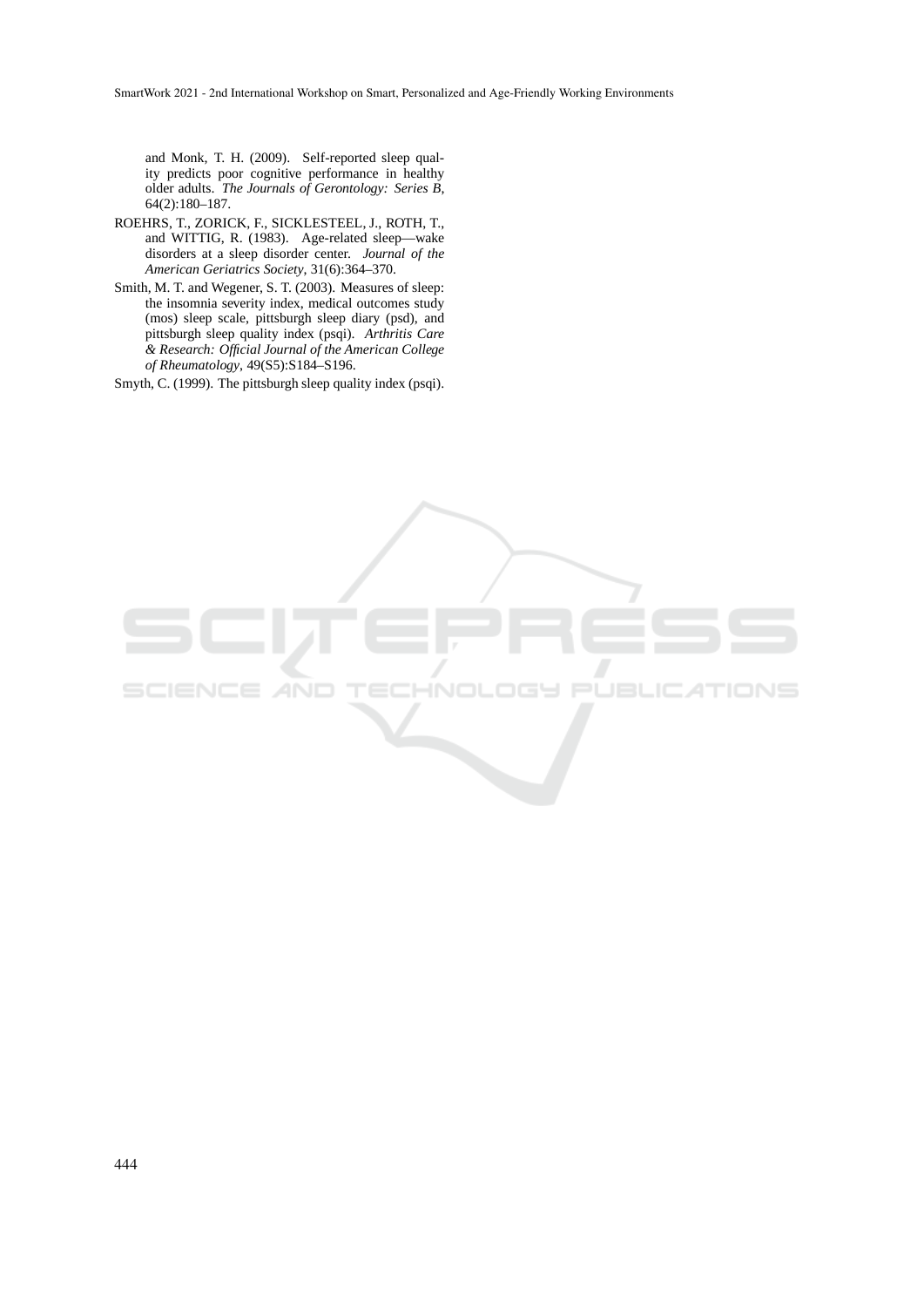and Monk, T. H. (2009). Self-reported sleep quality predicts poor cognitive performance in healthy older adults. *The Journals of Gerontology: Series B*, 64(2):180–187.

ROEHRS, T., ZORICK, F., SICKLESTEEL, J., ROTH, T., and WITTIG, R. (1983). Age-related sleep—wake disorders at a sleep disorder center. *Journal of the American Geriatrics Society*, 31(6):364–370.

Smith, M. T. and Wegener, S. T. (2003). Measures of sleep: the insomnia severity index, medical outcomes study (mos) sleep scale, pittsburgh sleep diary (psd), and pittsburgh sleep quality index (psqi). *Arthritis Care & Research: Official Journal of the American College of Rheumatology*, 49(S5):S184–S196.

Smyth, C. (1999). The pittsburgh sleep quality index (psqi).